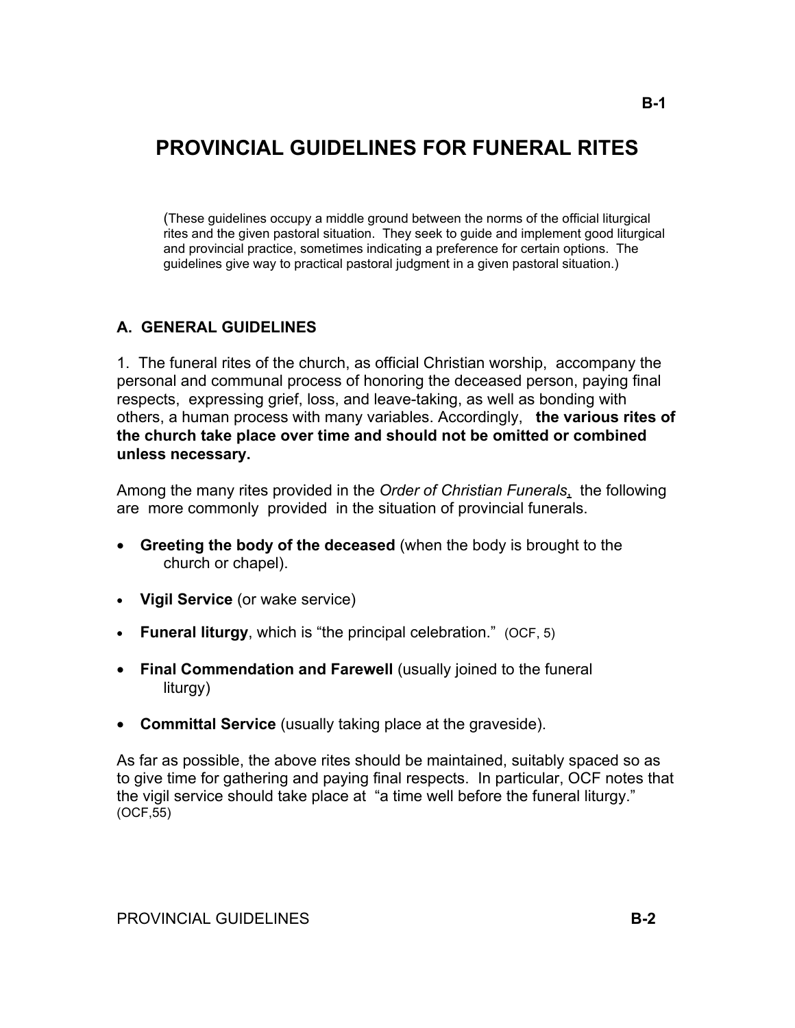# PROVINCIAL GUIDELINES FOR FUNERAL RITES

(These guidelines occupy a middle ground between the norms of the official liturgical rites and the given pastoral situation. They seek to guide and implement good liturgical and provincial practice, sometimes indicating a preference for certain options. The guidelines give way to practical pastoral judgment in a given pastoral situation.)

## A. GENERAL GUIDELINES

1. The funeral rites of the church, as official Christian worship, accompany the personal and communal process of honoring the deceased person, paying final respects, expressing grief, loss, and leave-taking, as well as bonding with others, a human process with many variables. Accordingly, **the various rites of the church take place over time and should not be omitted or combined unless necessary.**

Among the many rites provided in the *Order of Christian Funerals*, the following are more commonly provided in the situation of provincial funerals.

- **Greeting the body of the deceased** (when the body is brought to the church or chapel).
- **Vigil Service** (or wake service)
- **Funeral liturgy**, which is "the principal celebration." (OCF, 5)
- **Final Commendation and Farewell** (usually joined to the funeral liturgy)
- **Committal Service** (usually taking place at the graveside).

As far as possible, the above rites should be maintained, suitably spaced so as to give time for gathering and paying final respects. In particular, OCF notes that the vigil service should take place at "a time well before the funeral liturgy." (OCF,55)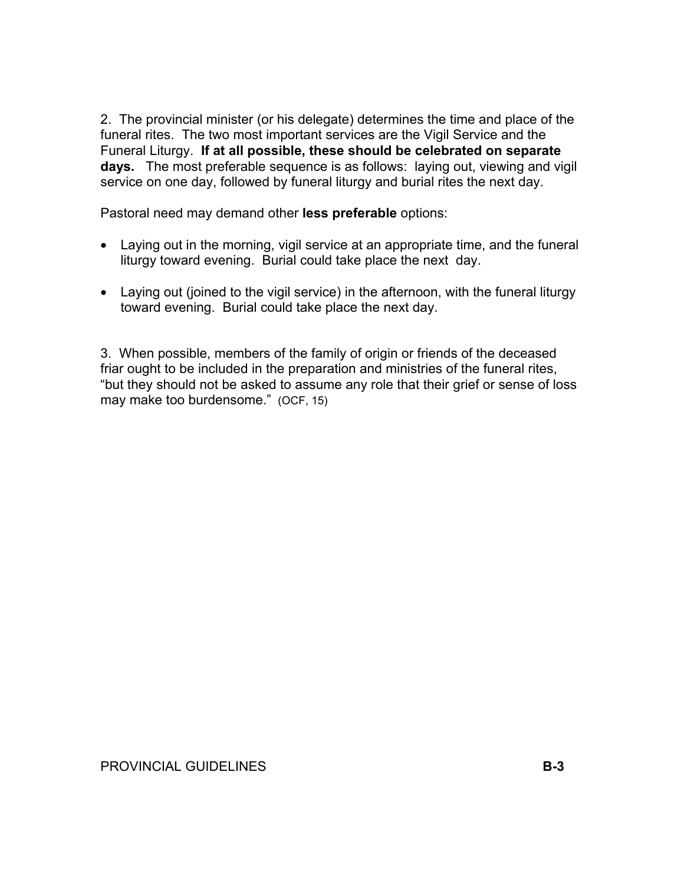2. The provincial minister (or his delegate) determines the time and place of the funeral rites. The two most important services are the Vigil Service and the Funeral Liturgy. **If at all possible, these should be celebrated on separate days.** The most preferable sequence is as follows: laying out, viewing and vigil service on one day, followed by funeral liturgy and burial rites the next day.

Pastoral need may demand other **less preferable** options:

- Laying out in the morning, vigil service at an appropriate time, and the funeral liturgy toward evening. Burial could take place the next day.
- Laying out (joined to the vigil service) in the afternoon, with the funeral liturgy toward evening. Burial could take place the next day.

3. When possible, members of the family of origin or friends of the deceased friar ought to be included in the preparation and ministries of the funeral rites, "but they should not be asked to assume any role that their grief or sense of loss may make too burdensome." (OCF, 15)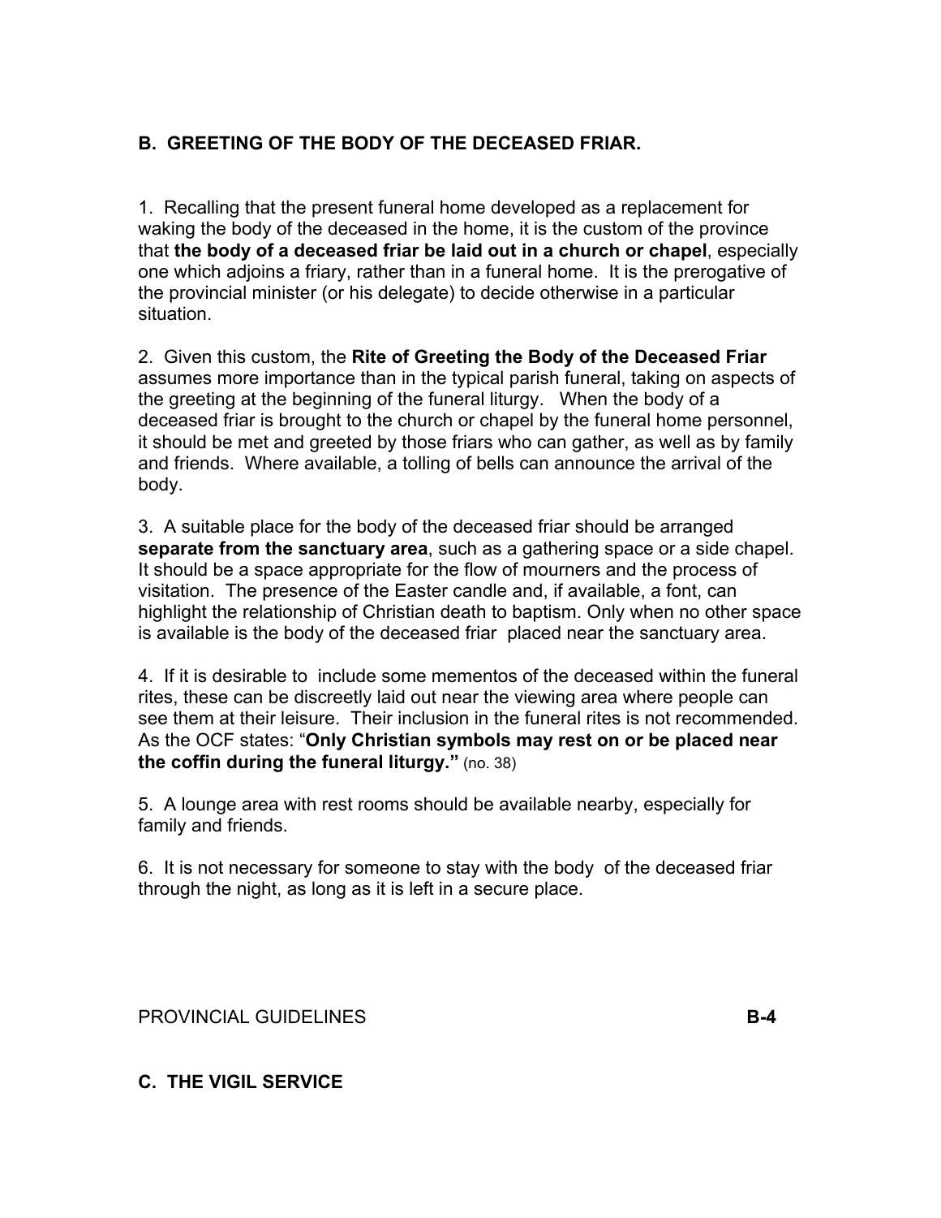## B. GREETING OF THE BODY OF THE DECEASED FRIAR.

1. Recalling that the present funeral home developed as a replacement for waking the body of the deceased in the home, it is the custom of the province that **the body of a deceased friar be laid out in a church or chapel**, especially one which adjoins a friary, rather than in a funeral home. It is the prerogative of the provincial minister (or his delegate) to decide otherwise in a particular situation.

2. Given this custom, the **Rite of Greeting the Body of the Deceased Friar** assumes more importance than in the typical parish funeral, taking on aspects of the greeting at the beginning of the funeral liturgy. When the body of a deceased friar is brought to the church or chapel by the funeral home personnel, it should be met and greeted by those friars who can gather, as well as by family and friends. Where available, a tolling of bells can announce the arrival of the body.

3. A suitable place for the body of the deceased friar should be arranged **separate from the sanctuary area**, such as a gathering space or a side chapel. It should be a space appropriate for the flow of mourners and the process of visitation. The presence of the Easter candle and, if available, a font, can highlight the relationship of Christian death to baptism. Only when no other space is available is the body of the deceased friar placed near the sanctuary area.

4. If it is desirable to include some mementos of the deceased within the funeral rites, these can be discreetly laid out near the viewing area where people can see them at their leisure. Their inclusion in the funeral rites is not recommended. As the OCF states: "**Only Christian symbols may rest on or be placed near the coffin during the funeral liturgy.**" (no. 38)

5. A lounge area with rest rooms should be available nearby, especially for family and friends.

6. It is not necessary for someone to stay with the body of the deceased friar through the night, as long as it is left in a secure place.

## C. THE VIGIL SERVICE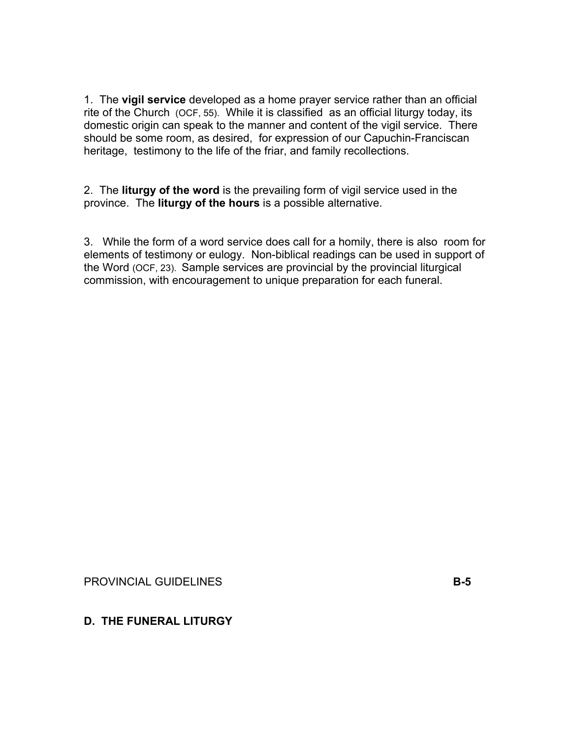1. The **vigil service** developed as a home prayer service rather than an official rite of the Church (OCF, 55). While it is classified as an official liturgy today, its domestic origin can speak to the manner and content of the vigil service. There should be some room, as desired, for expression of our Capuchin-Franciscan heritage, testimony to the life of the friar, and family recollections.

2. The **liturgy of the word** is the prevailing form of vigil service used in the province. The **liturgy of the hours** is a possible alternative.

3. While the form of a word service does call for a homily, there is also room for elements of testimony or eulogy. Non-biblical readings can be used in support of the Word (OCF, 23). Sample services are provincial by the provincial liturgical commission, with encouragement to unique preparation for each funeral.

## D. THE FUNERAL LITURGY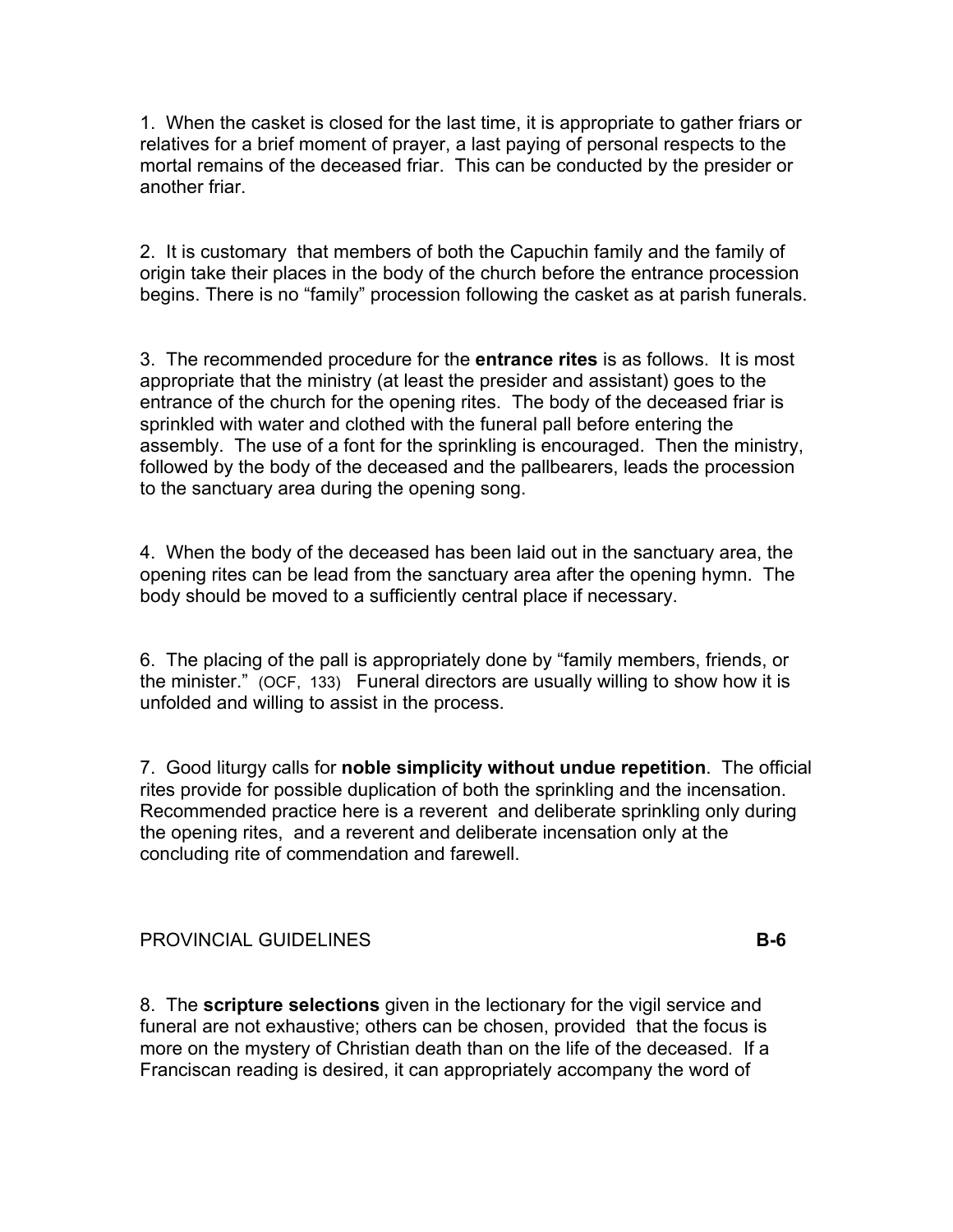1. When the casket is closed for the last time, it is appropriate to gather friars or relatives for a brief moment of prayer, a last paying of personal respects to the mortal remains of the deceased friar. This can be conducted by the presider or another friar.

2. It is customary that members of both the Capuchin family and the family of origin take their places in the body of the church before the entrance procession begins. There is no "family" procession following the casket as at parish funerals.

3. The recommended procedure for the **entrance rites** is as follows. It is most appropriate that the ministry (at least the presider and assistant) goes to the entrance of the church for the opening rites. The body of the deceased friar is sprinkled with water and clothed with the funeral pall before entering the assembly. The use of a font for the sprinkling is encouraged. Then the ministry, followed by the body of the deceased and the pallbearers, leads the procession to the sanctuary area during the opening song.

4. When the body of the deceased has been laid out in the sanctuary area, the opening rites can be lead from the sanctuary area after the opening hymn. The body should be moved to a sufficiently central place if necessary.

6. The placing of the pall is appropriately done by "family members, friends, or the minister." (OCF, 133) Funeral directors are usually willing to show how it is unfolded and willing to assist in the process.

7. Good liturgy calls for **noble simplicity without undue repetition**. The official rites provide for possible duplication of both the sprinkling and the incensation. Recommended practice here is a reverent and deliberate sprinkling only during the opening rites, and a reverent and deliberate incensation only at the concluding rite of commendation and farewell.

8. The **scripture selections** given in the lectionary for the vigil service and funeral are not exhaustive; others can be chosen, provided that the focus is more on the mystery of Christian death than on the life of the deceased. If a Franciscan reading is desired, it can appropriately accompany the word of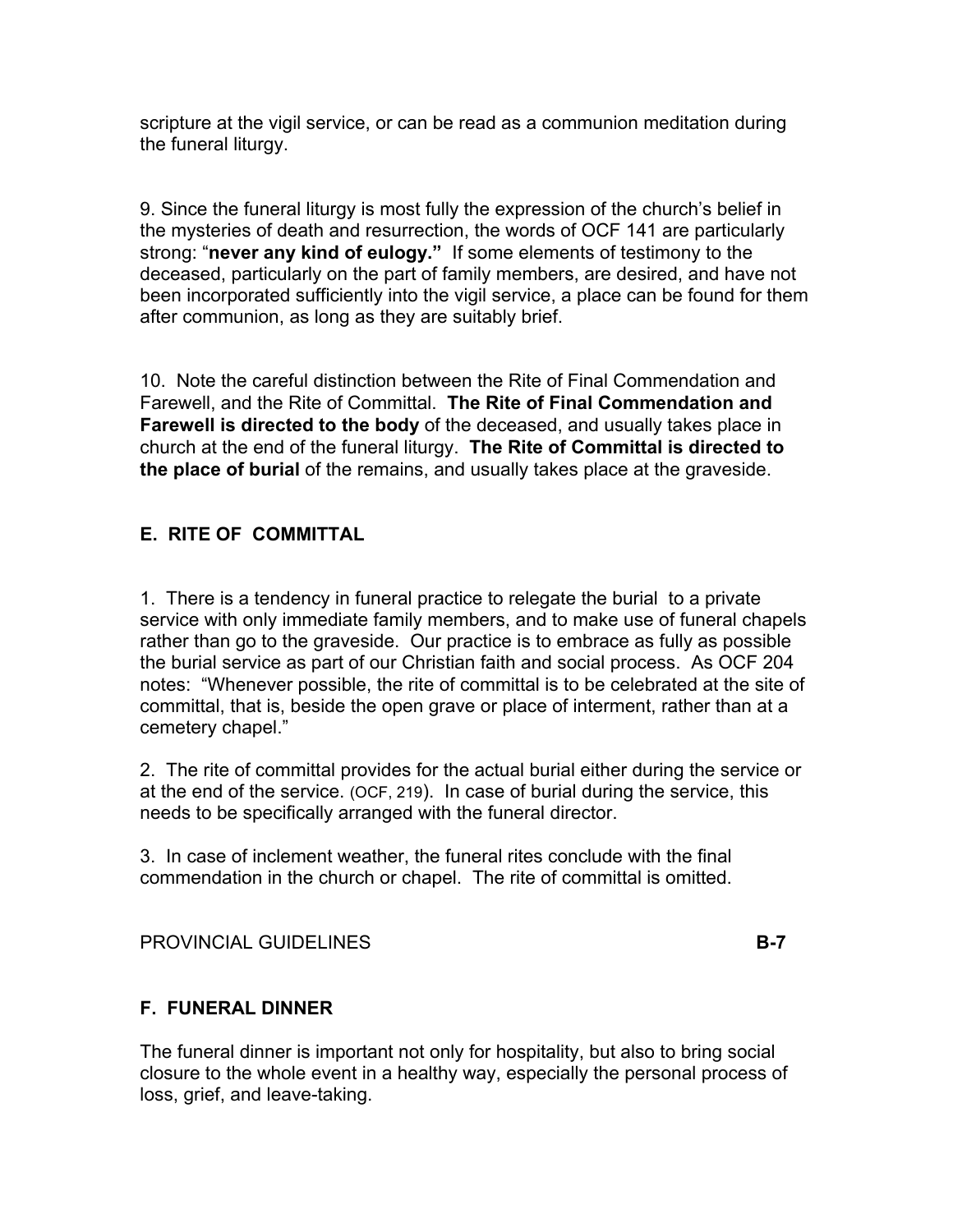scripture at the vigil service, or can be read as a communion meditation during the funeral liturgy.

9. Since the funeral liturgy is most fully the expression of the church's belief in the mysteries of death and resurrection, the words of OCF 141 are particularly strong: "**never any kind of eulogy.**" If some elements of testimony to the deceased, particularly on the part of family members, are desired, and have not been incorporated sufficiently into the vigil service, a place can be found for them after communion, as long as they are suitably brief.

10. Note the careful distinction between the Rite of Final Commendation and Farewell, and the Rite of Committal. **The Rite of Final Commendation and Farewell is directed to the body** of the deceased, and usually takes place in church at the end of the funeral liturgy. **The Rite of Committal is directed to the place of burial** of the remains, and usually takes place at the graveside.

## E. RITE OF COMMITTAL

1. There is a tendency in funeral practice to relegate the burial to a private service with only immediate family members, and to make use of funeral chapels rather than go to the graveside. Our practice is to embrace as fully as possible the burial service as part of our Christian faith and social process. As OCF 204 notes: "Whenever possible, the rite of committal is to be celebrated at the site of committal, that is, beside the open grave or place of interment, rather than at a cemetery chapel."

2. The rite of committal provides for the actual burial either during the service or at the end of the service. (OCF, 219). In case of burial during the service, this needs to be specifically arranged with the funeral director.

3. In case of inclement weather, the funeral rites conclude with the final commendation in the church or chapel. The rite of committal is omitted.

## F. FUNERAL DINNER

The funeral dinner is important not only for hospitality, but also to bring social closure to the whole event in a healthy way, especially the personal process of loss, grief, and leave-taking.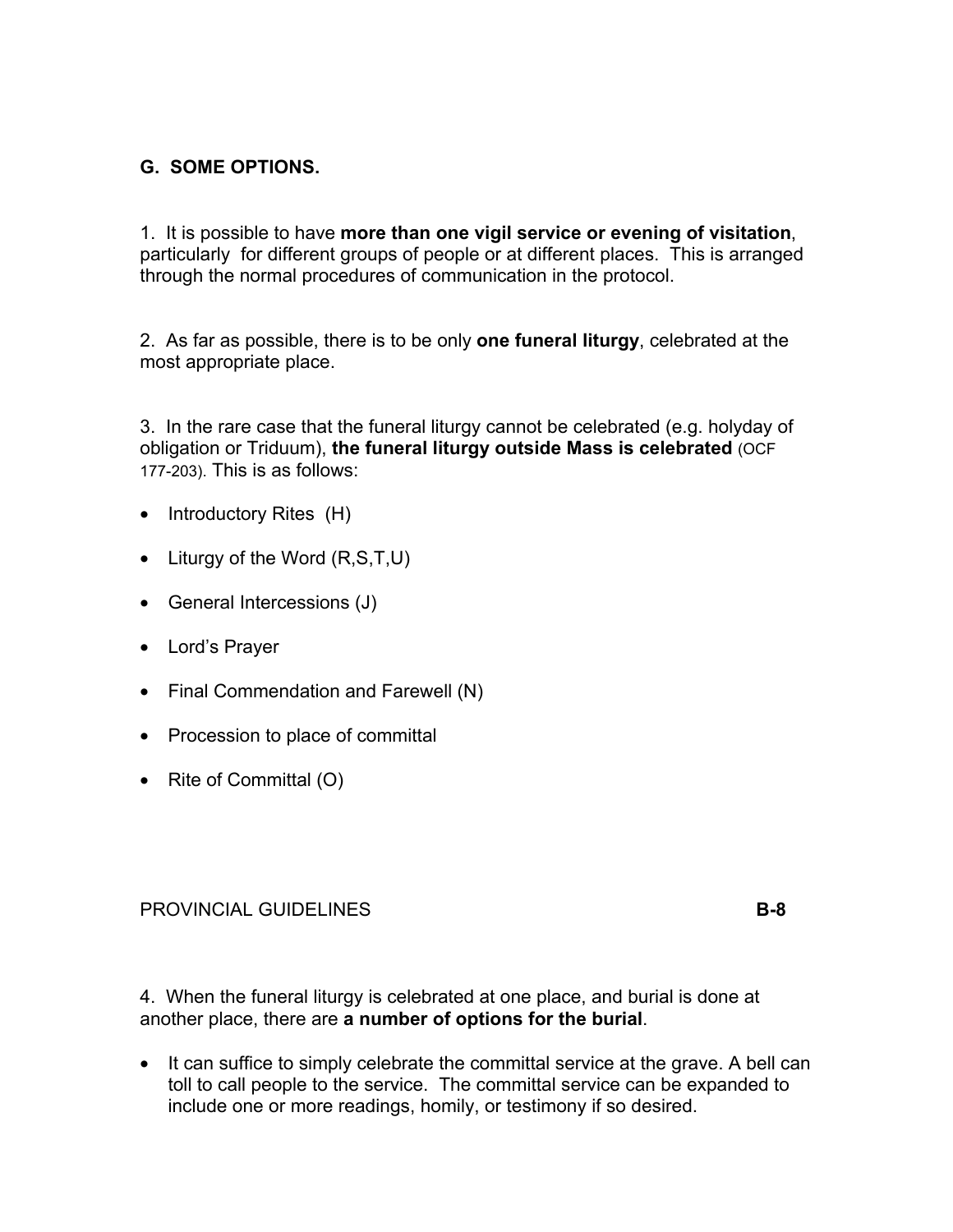## G. SOME OPTIONS.

1. It is possible to have **more than one vigil service or evening of visitation**, particularly for different groups of people or at different places. This is arranged through the normal procedures of communication in the protocol.

2. As far as possible, there is to be only **one funeral liturgy**, celebrated at the most appropriate place.

3. In the rare case that the funeral liturgy cannot be celebrated (e.g. holyday of obligation or Triduum), **the funeral liturgy outside Mass is celebrated** (OCF 177-203). This is as follows:

- Introductory Rites (H)
- Liturgy of the Word (R,S,T,U)
- General Intercessions (J)
- Lord's Prayer
- Final Commendation and Farewell (N)
- Procession to place of committal
- Rite of Committal (O)

4. When the funeral liturgy is celebrated at one place, and burial is done at another place, there are **a number of options for the burial**.

- It can suffice to simply celebrate the committal service at the grave. A bell can toll to call people to the service. The committal service can be expanded to include one or more readings, homily, or testimony if so desired.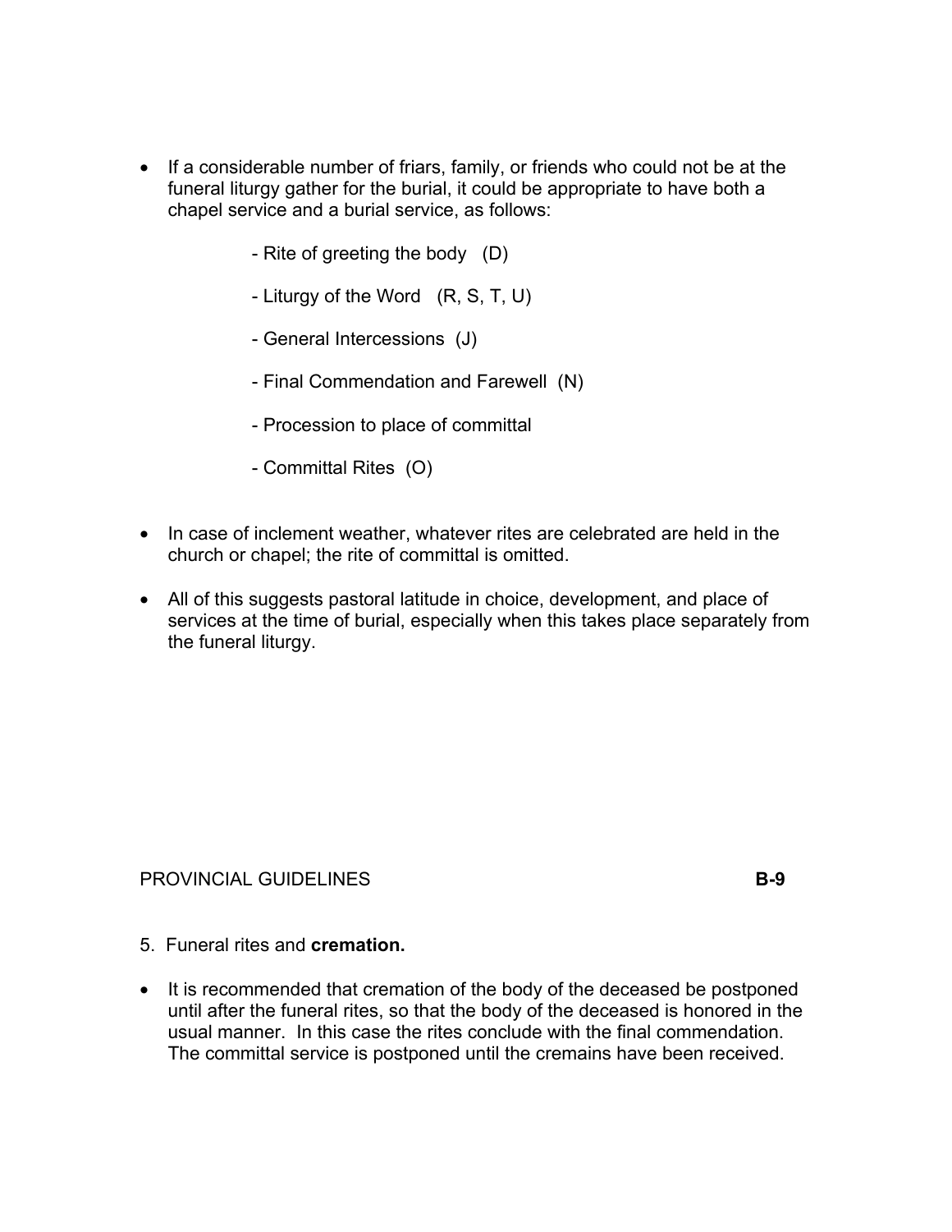- If a considerable number of friars, family, or friends who could not be at the funeral liturgy gather for the burial, it could be appropriate to have both a chapel service and a burial service, as follows:

  - Rite of greeting the body (D)
  - Liturgy of the Word (R, S, T, U)
  - General Intercessions (J)
  - Final Commendation and Farewell (N)
  - Procession to place of committal
  - Committal Rites (O)

- In case of inclement weather, whatever rites are celebrated are held in the church or chapel; the rite of committal is omitted.

- All of this suggests pastoral latitude in choice, development, and place of services at the time of burial, especially when this takes place separately from the funeral liturgy.

PROVINCIAL GUIDELINES **B-9**

5. Funeral rites and **cremation.**

- It is recommended that cremation of the body of the deceased be postponed until after the funeral rites, so that the body of the deceased is honored in the usual manner. In this case the rites conclude with the final commendation. The committal service is postponed until the cremains have been received.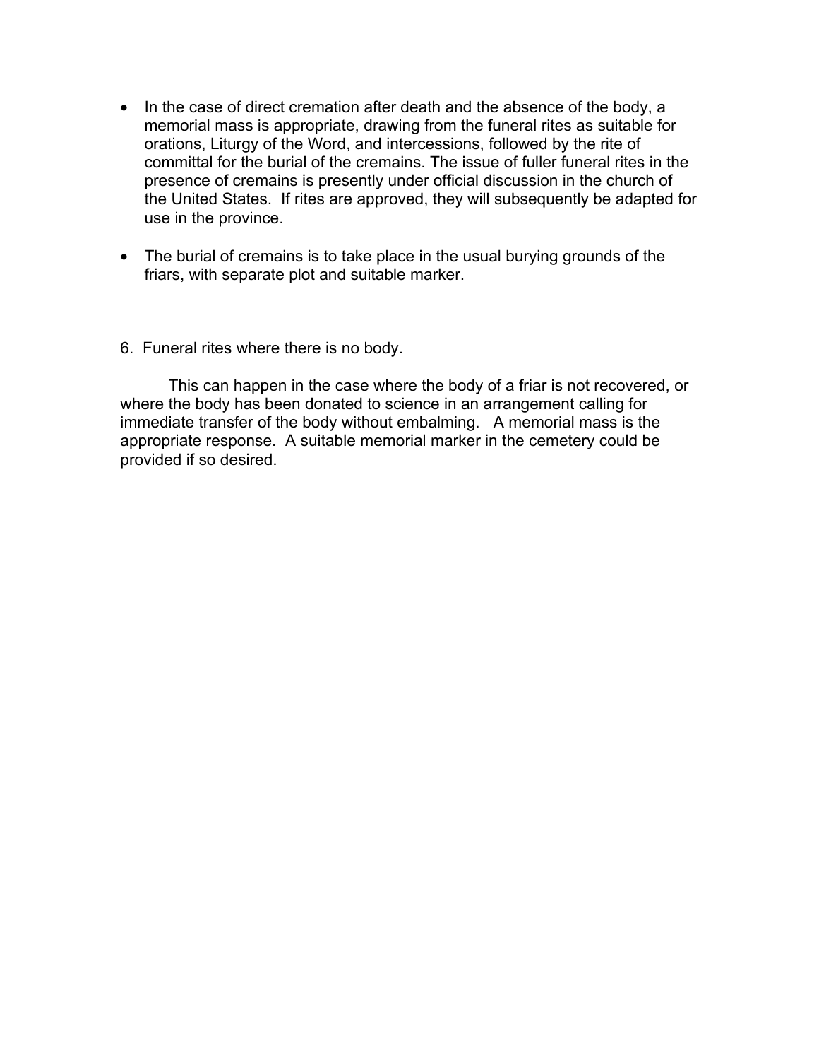- In the case of direct cremation after death and the absence of the body, a memorial mass is appropriate, drawing from the funeral rites as suitable for orations, Liturgy of the Word, and intercessions, followed by the rite of committal for the burial of the cremains. The issue of fuller funeral rites in the presence of cremains is presently under official discussion in the church of the United States. If rites are approved, they will subsequently be adapted for use in the province.

- The burial of cremains is to take place in the usual burying grounds of the friars, with separate plot and suitable marker.

6. Funeral rites where there is no body.

This can happen in the case where the body of a friar is not recovered, or where the body has been donated to science in an arrangement calling for immediate transfer of the body without embalming. A memorial mass is the appropriate response. A suitable memorial marker in the cemetery could be provided if so desired.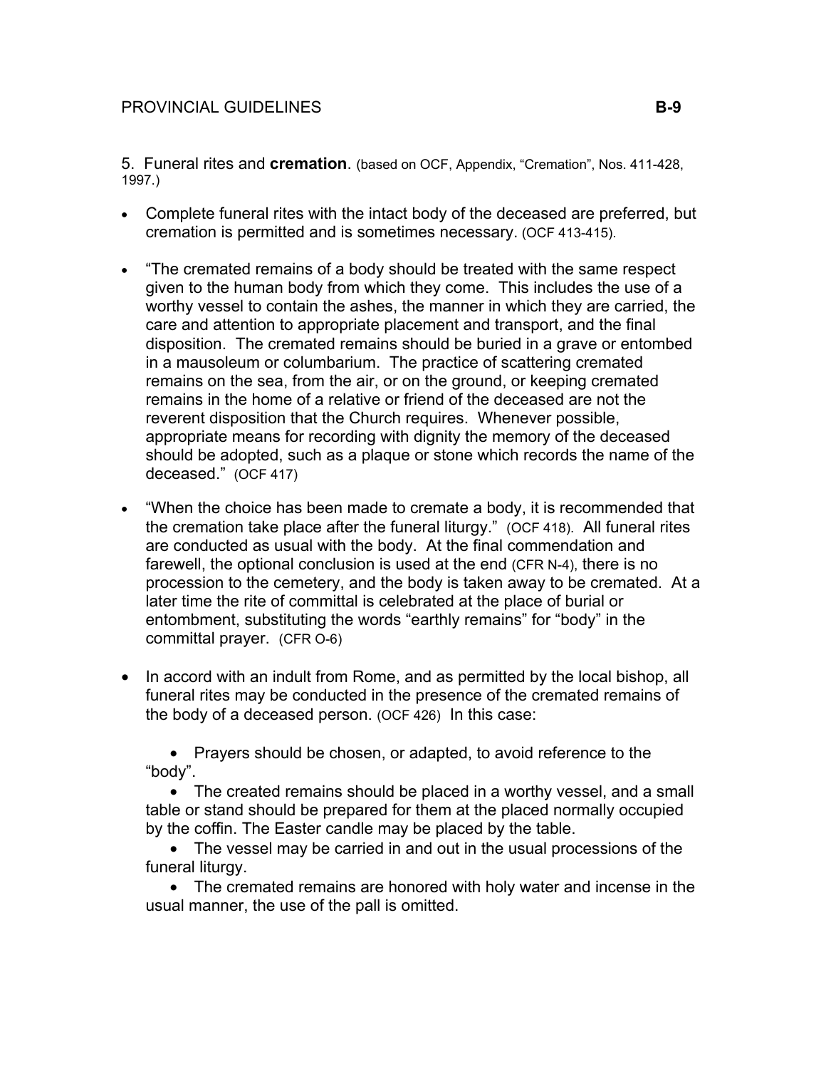5. Funeral rites and **cremation**. (based on OCF, Appendix, "Cremation", Nos. 411-428, 1997.)

- Complete funeral rites with the intact body of the deceased are preferred, but cremation is permitted and is sometimes necessary. (OCF 413-415).

- "The cremated remains of a body should be treated with the same respect given to the human body from which they come. This includes the use of a worthy vessel to contain the ashes, the manner in which they are carried, the care and attention to appropriate placement and transport, and the final disposition. The cremated remains should be buried in a grave or entombed in a mausoleum or columbarium. The practice of scattering cremated remains on the sea, from the air, or on the ground, or keeping cremated remains in the home of a relative or friend of the deceased are not the reverent disposition that the Church requires. Whenever possible, appropriate means for recording with dignity the memory of the deceased should be adopted, such as a plaque or stone which records the name of the deceased." (OCF 417)

- "When the choice has been made to cremate a body, it is recommended that the cremation take place after the funeral liturgy." (OCF 418). All funeral rites are conducted as usual with the body. At the final commendation and farewell, the optional conclusion is used at the end (CFR N-4), there is no procession to the cemetery, and the body is taken away to be cremated. At a later time the rite of committal is celebrated at the place of burial or entombment, substituting the words "earthly remains" for "body" in the committal prayer. (CFR O-6)

- In accord with an indult from Rome, and as permitted by the local bishop, all funeral rites may be conducted in the presence of the cremated remains of the body of a deceased person. (OCF 426) In this case:
  - Prayers should be chosen, or adapted, to avoid reference to the "body".
  - The created remains should be placed in a worthy vessel, and a small table or stand should be prepared for them at the placed normally occupied by the coffin. The Easter candle may be placed by the table.
  - The vessel may be carried in and out in the usual processions of the funeral liturgy.
  - The cremated remains are honored with holy water and incense in the usual manner, the use of the pall is omitted.